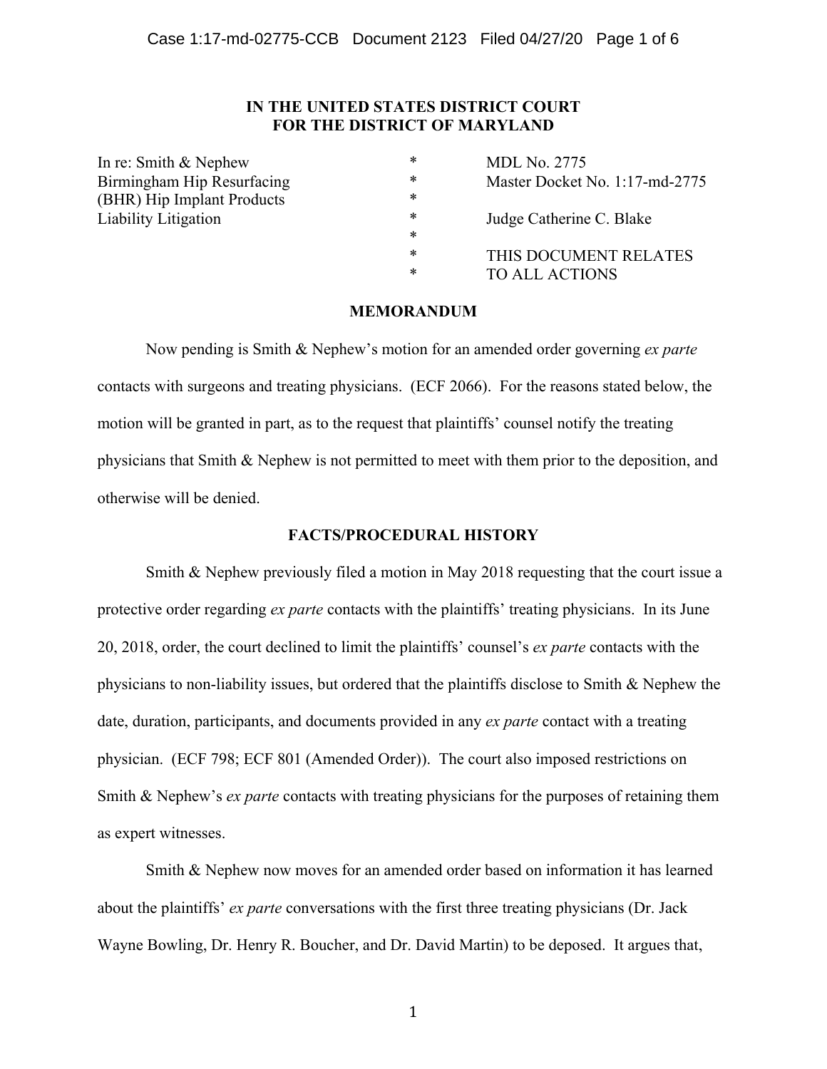**IN THE UNITED STATES DISTRICT COURT**
**FOR THE DISTRICT OF MARYLAND**

| | | |
|---|---|---|
| In re: Smith & Nephew Birmingham Hip Resurfacing (BHR) Hip Implant Products Liability Litigation | * * * * * * * | MDL No. 2775 Master Docket No. 1:17-md-2775 |
| | | Judge Catherine C. Blake |
| | | THIS DOCUMENT RELATES TO ALL ACTIONS |

## MEMORANDUM

Now pending is Smith & Nephew's motion for an amended order governing *ex parte* contacts with surgeons and treating physicians. (ECF 2066). For the reasons stated below, the motion will be granted in part, as to the request that plaintiffs' counsel notify the treating physicians that Smith & Nephew is not permitted to meet with them prior to the deposition, and otherwise will be denied.

## FACTS/PROCEDURAL HISTORY

Smith & Nephew previously filed a motion in May 2018 requesting that the court issue a protective order regarding *ex parte* contacts with the plaintiffs' treating physicians. In its June 20, 2018, order, the court declined to limit the plaintiffs' counsel's *ex parte* contacts with the physicians to non-liability issues, but ordered that the plaintiffs disclose to Smith & Nephew the date, duration, participants, and documents provided in any *ex parte* contact with a treating physician. (ECF 798; ECF 801 (Amended Order)). The court also imposed restrictions on Smith & Nephew's *ex parte* contacts with treating physicians for the purposes of retaining them as expert witnesses.

Smith & Nephew now moves for an amended order based on information it has learned about the plaintiffs' *ex parte* conversations with the first three treating physicians (Dr. Jack Wayne Bowling, Dr. Henry R. Boucher, and Dr. David Martin) to be deposed. It argues that,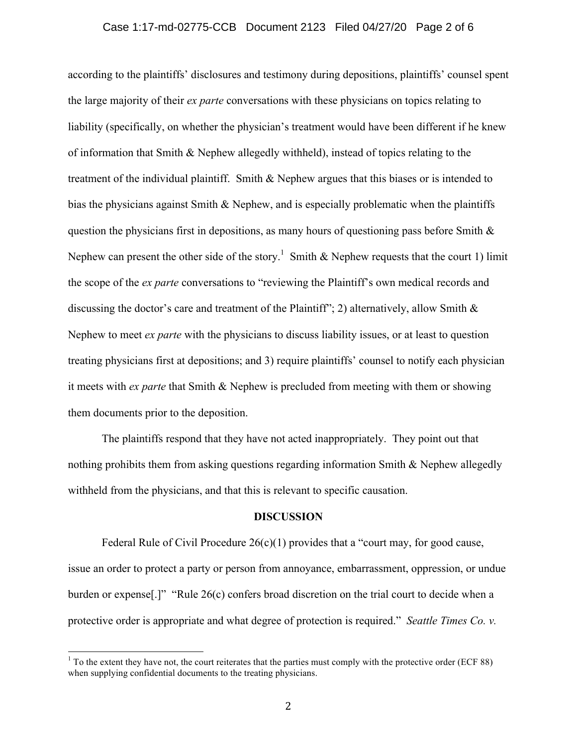according to the plaintiffs' disclosures and testimony during depositions, plaintiffs' counsel spent the large majority of their *ex parte* conversations with these physicians on topics relating to liability (specifically, on whether the physician's treatment would have been different if he knew of information that Smith & Nephew allegedly withheld), instead of topics relating to the treatment of the individual plaintiff. Smith & Nephew argues that this biases or is intended to bias the physicians against Smith & Nephew, and is especially problematic when the plaintiffs question the physicians first in depositions, as many hours of questioning pass before Smith & Nephew can present the other side of the story.[1] Smith & Nephew requests that the court 1) limit the scope of the *ex parte* conversations to "reviewing the Plaintiff's own medical records and discussing the doctor's care and treatment of the Plaintiff"; 2) alternatively, allow Smith & Nephew to meet *ex parte* with the physicians to discuss liability issues, or at least to question treating physicians first at depositions; and 3) require plaintiffs' counsel to notify each physician it meets with *ex parte* that Smith & Nephew is precluded from meeting with them or showing them documents prior to the deposition.

The plaintiffs respond that they have not acted inappropriately. They point out that nothing prohibits them from asking questions regarding information Smith & Nephew allegedly withheld from the physicians, and that this is relevant to specific causation.

## DISCUSSION

Federal Rule of Civil Procedure 26(c)(1) provides that a "court may, for good cause, issue an order to protect a party or person from annoyance, embarrassment, oppression, or undue burden or expense[.]" "Rule 26(c) confers broad discretion on the trial court to decide when a protective order is appropriate and what degree of protection is required." *Seattle Times Co. v.*

[1] To the extent they have not, the court reiterates that the parties must comply with the protective order (ECF 88) when supplying confidential documents to the treating physicians.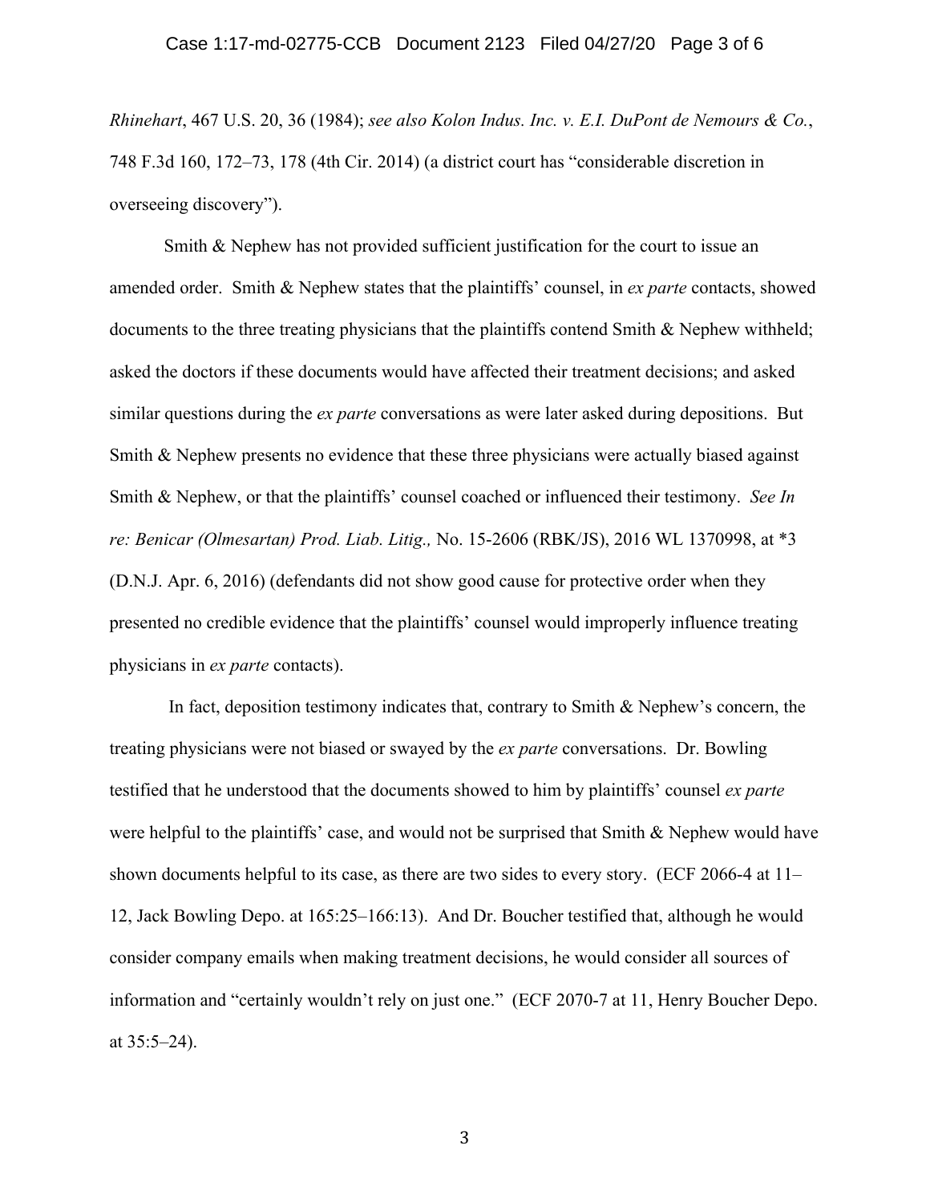*Rhinehart*, 467 U.S. 20, 36 (1984); *see also Kolon Indus. Inc. v. E.I. DuPont de Nemours & Co.*, 748 F.3d 160, 172–73, 178 (4th Cir. 2014) (a district court has "considerable discretion in overseeing discovery").

Smith & Nephew has not provided sufficient justification for the court to issue an amended order. Smith & Nephew states that the plaintiffs' counsel, in *ex parte* contacts, showed documents to the three treating physicians that the plaintiffs contend Smith & Nephew withheld; asked the doctors if these documents would have affected their treatment decisions; and asked similar questions during the *ex parte* conversations as were later asked during depositions. But Smith & Nephew presents no evidence that these three physicians were actually biased against Smith & Nephew, or that the plaintiffs' counsel coached or influenced their testimony. *See In re: Benicar (Olmesartan) Prod. Liab. Litig.,* No. 15-2606 (RBK/JS), 2016 WL 1370998, at *3 (D.N.J. Apr. 6, 2016) (defendants did not show good cause for protective order when they presented no credible evidence that the plaintiffs' counsel would improperly influence treating physicians in *ex parte* contacts).

In fact, deposition testimony indicates that, contrary to Smith & Nephew's concern, the treating physicians were not biased or swayed by the *ex parte* conversations. Dr. Bowling testified that he understood that the documents showed to him by plaintiffs' counsel *ex parte* were helpful to the plaintiffs' case, and would not be surprised that Smith & Nephew would have shown documents helpful to its case, as there are two sides to every story. (ECF 2066-4 at 11–12, Jack Bowling Depo. at 165:25–166:13). And Dr. Boucher testified that, although he would consider company emails when making treatment decisions, he would consider all sources of information and "certainly wouldn't rely on just one." (ECF 2070-7 at 11, Henry Boucher Depo. at 35:5–24).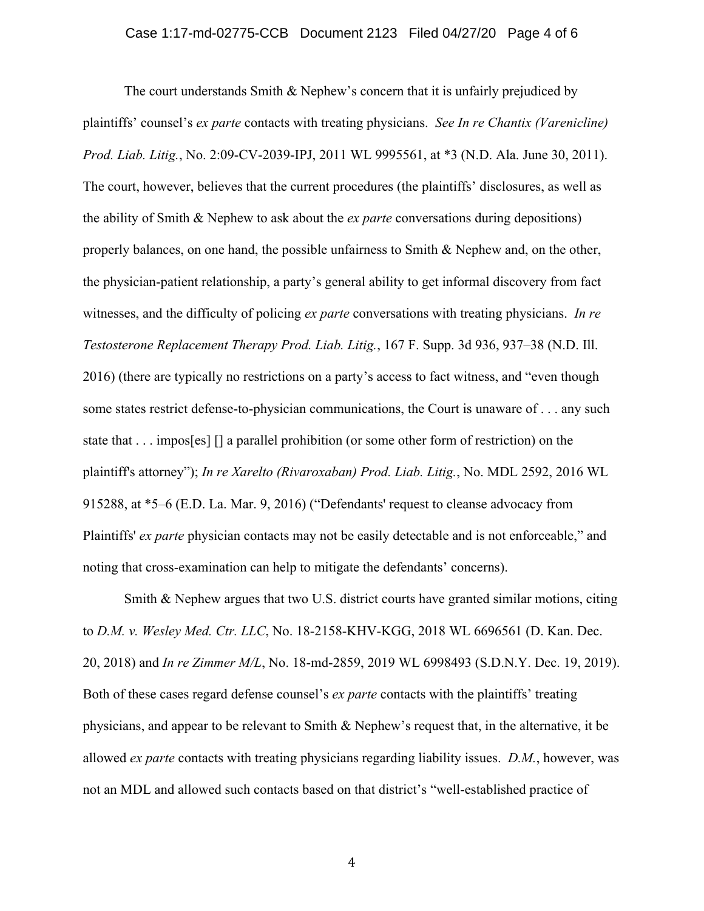The court understands Smith & Nephew's concern that it is unfairly prejudiced by plaintiffs' counsel's *ex parte* contacts with treating physicians. *See In re Chantix (Varenicline) Prod. Liab. Litig.*, No. 2:09-CV-2039-IPJ, 2011 WL 9995561, at *3 (N.D. Ala. June 30, 2011). The court, however, believes that the current procedures (the plaintiffs' disclosures, as well as the ability of Smith & Nephew to ask about the *ex parte* conversations during depositions) properly balances, on one hand, the possible unfairness to Smith & Nephew and, on the other, the physician-patient relationship, a party's general ability to get informal discovery from fact witnesses, and the difficulty of policing *ex parte* conversations with treating physicians. *In re Testosterone Replacement Therapy Prod. Liab. Litig.*, 167 F. Supp. 3d 936, 937–38 (N.D. Ill. 2016) (there are typically no restrictions on a party's access to fact witness, and "even though some states restrict defense-to-physician communications, the Court is unaware of . . . any such state that . . . impos[es] [] a parallel prohibition (or some other form of restriction) on the plaintiff's attorney"); *In re Xarelto (Rivaroxaban) Prod. Liab. Litig.*, No. MDL 2592, 2016 WL 915288, at *5–6 (E.D. La. Mar. 9, 2016) ("Defendants' request to cleanse advocacy from Plaintiffs' *ex parte* physician contacts may not be easily detectable and is not enforceable," and noting that cross-examination can help to mitigate the defendants' concerns).

Smith & Nephew argues that two U.S. district courts have granted similar motions, citing to *D.M. v. Wesley Med. Ctr. LLC*, No. 18-2158-KHV-KGG, 2018 WL 6696561 (D. Kan. Dec. 20, 2018) and *In re Zimmer M/L*, No. 18-md-2859, 2019 WL 6998493 (S.D.N.Y. Dec. 19, 2019). Both of these cases regard defense counsel's *ex parte* contacts with the plaintiffs' treating physicians, and appear to be relevant to Smith & Nephew's request that, in the alternative, it be allowed *ex parte* contacts with treating physicians regarding liability issues. *D.M.*, however, was not an MDL and allowed such contacts based on that district's "well-established practice of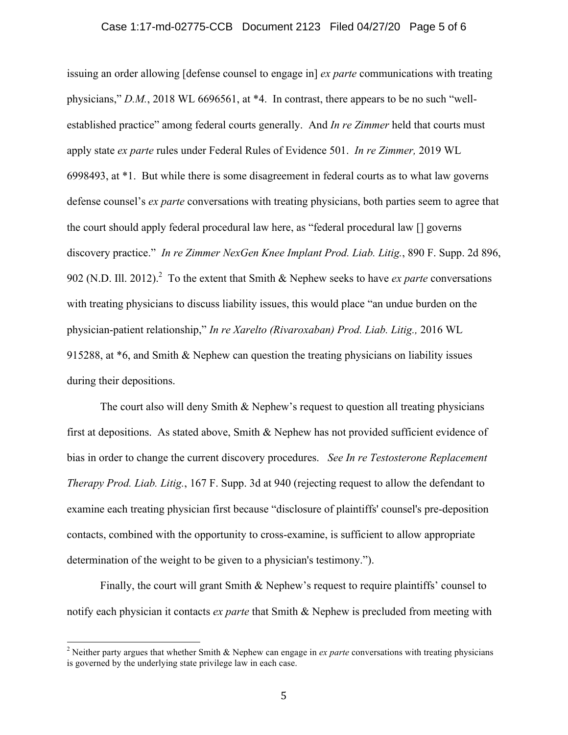issuing an order allowing [defense counsel to engage in] *ex parte* communications with treating physicians," *D.M.*, 2018 WL 6696561, at *4. In contrast, there appears to be no such "well-established practice" among federal courts generally. And *In re Zimmer* held that courts must apply state *ex parte* rules under Federal Rules of Evidence 501. *In re Zimmer,* 2019 WL 6998493, at *1. But while there is some disagreement in federal courts as to what law governs defense counsel's *ex parte* conversations with treating physicians, both parties seem to agree that the court should apply federal procedural law here, as "federal procedural law [] governs discovery practice." *In re Zimmer NexGen Knee Implant Prod. Liab. Litig.*, 890 F. Supp. 2d 896, 902 (N.D. Ill. 2012).[2] To the extent that Smith & Nephew seeks to have *ex parte* conversations with treating physicians to discuss liability issues, this would place "an undue burden on the physician-patient relationship," *In re Xarelto (Rivaroxaban) Prod. Liab. Litig.,* 2016 WL 915288, at *6, and Smith & Nephew can question the treating physicians on liability issues during their depositions.

The court also will deny Smith & Nephew's request to question all treating physicians first at depositions. As stated above, Smith & Nephew has not provided sufficient evidence of bias in order to change the current discovery procedures. *See In re Testosterone Replacement Therapy Prod. Liab. Litig.*, 167 F. Supp. 3d at 940 (rejecting request to allow the defendant to examine each treating physician first because "disclosure of plaintiffs' counsel's pre-deposition contacts, combined with the opportunity to cross-examine, is sufficient to allow appropriate determination of the weight to be given to a physician's testimony.").

Finally, the court will grant Smith & Nephew's request to require plaintiffs' counsel to notify each physician it contacts *ex parte* that Smith & Nephew is precluded from meeting with

---

[2] Neither party argues that whether Smith & Nephew can engage in *ex parte* conversations with treating physicians is governed by the underlying state privilege law in each case.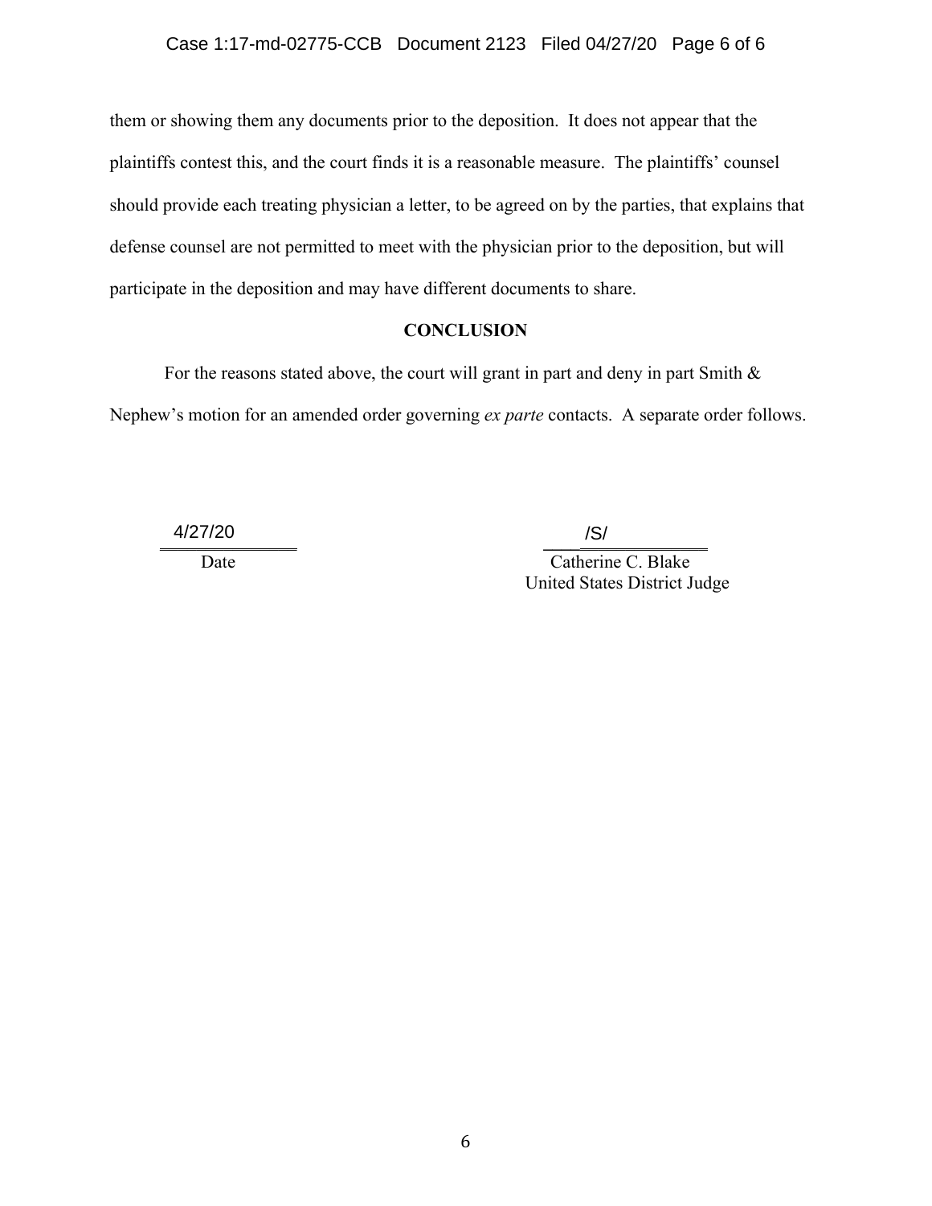them or showing them any documents prior to the deposition. It does not appear that the plaintiffs contest this, and the court finds it is a reasonable measure. The plaintiffs' counsel should provide each treating physician a letter, to be agreed on by the parties, that explains that defense counsel are not permitted to meet with the physician prior to the deposition, but will participate in the deposition and may have different documents to share.

## CONCLUSION

For the reasons stated above, the court will grant in part and deny in part Smith & Nephew's motion for an amended order governing *ex parte* contacts. A separate order follows.

4/27/20
Date

/S/
Catherine C. Blake
United States District Judge